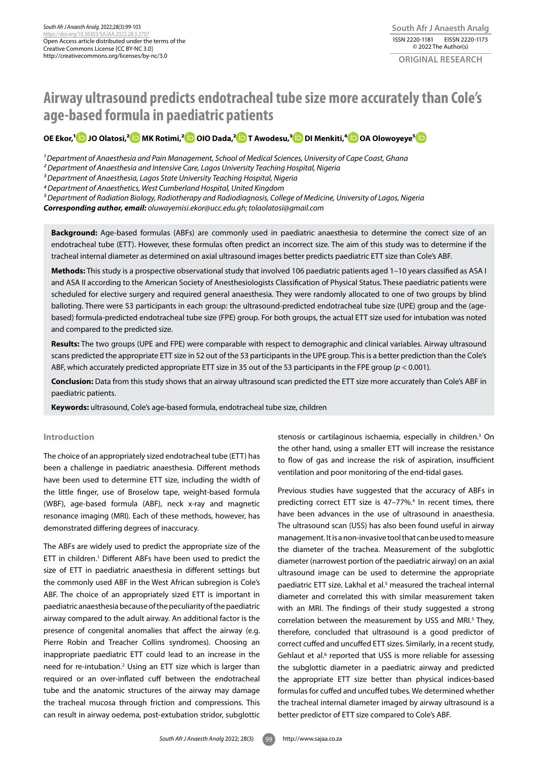Open Access article distributed under the terms of the Creative Commons License [CC BY-NC 3.0] http://creativecommons.org/licenses/by-nc/3.0

ISSN 2220-1181 EISSN 2220-1173
© 2022 The Author(s)

**ORIGINAL RESEARCH**

# Airway ultrasound predicts endotracheal tube size more accurately than Cole's age-based formula in paediatric patients

**OE Ekor,[1] JO Olatosi,[2] MK Rotimi,[2] OIO Dada,[2] T Awodesu,[3] DI Menkiti,[4] OA Olowoyeye[5]**

*[1] Department of Anaesthesia and Pain Management, School of Medical Sciences, University of Cape Coast, Ghana*
*[2] Department of Anaesthesia and Intensive Care, Lagos University Teaching Hospital, Nigeria*
*[3] Department of Anaesthesia, Lagos State University Teaching Hospital, Nigeria*
*[4] Department of Anaesthetics, West Cumberland Hospital, United Kingdom*
*[5] Department of Radiation Biology, Radiotherapy and Radiodiagnosis, College of Medicine, University of Lagos, Nigeria*
***Corresponding author, email:** oluwayemisi.ekor@ucc.edu.gh; tolaolatosi@gmail.com*

**Background:** Age-based formulas (ABFs) are commonly used in paediatric anaesthesia to determine the correct size of an endotracheal tube (ETT). However, these formulas often predict an incorrect size. The aim of this study was to determine if the tracheal internal diameter as determined on axial ultrasound images better predicts paediatric ETT size than Cole's ABF.

**Methods:** This study is a prospective observational study that involved 106 paediatric patients aged 1–10 years classified as ASA I and ASA II according to the American Society of Anesthesiologists Classification of Physical Status. These paediatric patients were scheduled for elective surgery and required general anaesthesia. They were randomly allocated to one of two groups by blind balloting. There were 53 participants in each group: the ultrasound-predicted endotracheal tube size (UPE) group and the (age-based) formula-predicted endotracheal tube size (FPE) group. For both groups, the actual ETT size used for intubation was noted and compared to the predicted size.

**Results:** The two groups (UPE and FPE) were comparable with respect to demographic and clinical variables. Airway ultrasound scans predicted the appropriate ETT size in 52 out of the 53 participants in the UPE group. This is a better prediction than the Cole's ABF, which accurately predicted appropriate ETT size in 35 out of the 53 participants in the FPE group ($p < 0.001$).

**Conclusion:** Data from this study shows that an airway ultrasound scan predicted the ETT size more accurately than Cole's ABF in paediatric patients.

**Keywords:** ultrasound, Cole's age-based formula, endotracheal tube size, children

## Introduction

The choice of an appropriately sized endotracheal tube (ETT) has been a challenge in paediatric anaesthesia. Different methods have been used to determine ETT size, including the width of the little finger, use of Broselow tape, weight-based formula (WBF), age-based formula (ABF), neck x-ray and magnetic resonance imaging (MRI). Each of these methods, however, has demonstrated differing degrees of inaccuracy.

The ABFs are widely used to predict the appropriate size of the ETT in children.[1] Different ABFs have been used to predict the size of ETT in paediatric anaesthesia in different settings but the commonly used ABF in the West African subregion is Cole's ABF. The choice of an appropriately sized ETT is important in paediatric anaesthesia because of the peculiarity of the paediatric airway compared to the adult airway. An additional factor is the presence of congenital anomalies that affect the airway (e.g. Pierre Robin and Treacher Collins syndromes). Choosing an inappropriate paediatric ETT could lead to an increase in the need for re-intubation.[2] Using an ETT size which is larger than required or an over-inflated cuff between the endotracheal tube and the anatomic structures of the airway may damage the tracheal mucosa through friction and compressions. This can result in airway oedema, post-extubation stridor, subglottic stenosis or cartilaginous ischaemia, especially in children.[3] On the other hand, using a smaller ETT will increase the resistance to flow of gas and increase the risk of aspiration, insufficient ventilation and poor monitoring of the end-tidal gases.

Previous studies have suggested that the accuracy of ABFs in predicting correct ETT size is 47–77%.[4] In recent times, there have been advances in the use of ultrasound in anaesthesia. The ultrasound scan (USS) has also been found useful in airway management. It is a non-invasive tool that can be used to measure the diameter of the trachea. Measurement of the subglottic diameter (narrowest portion of the paediatric airway) on an axial ultrasound image can be used to determine the appropriate paediatric ETT size. Lakhal et al.[5] measured the tracheal internal diameter and correlated this with similar measurement taken with an MRI. The findings of their study suggested a strong correlation between the measurement by USS and MRI.[5] They, therefore, concluded that ultrasound is a good predictor of correct cuffed and uncuffed ETT sizes. Similarly, in a recent study, Gehlaut et al.[6] reported that USS is more reliable for assessing the subglottic diameter in a paediatric airway and predicted the appropriate ETT size better than physical indices-based formulas for cuffed and uncuffed tubes. We determined whether the tracheal internal diameter imaged by airway ultrasound is a better predictor of ETT size compared to Cole's ABF.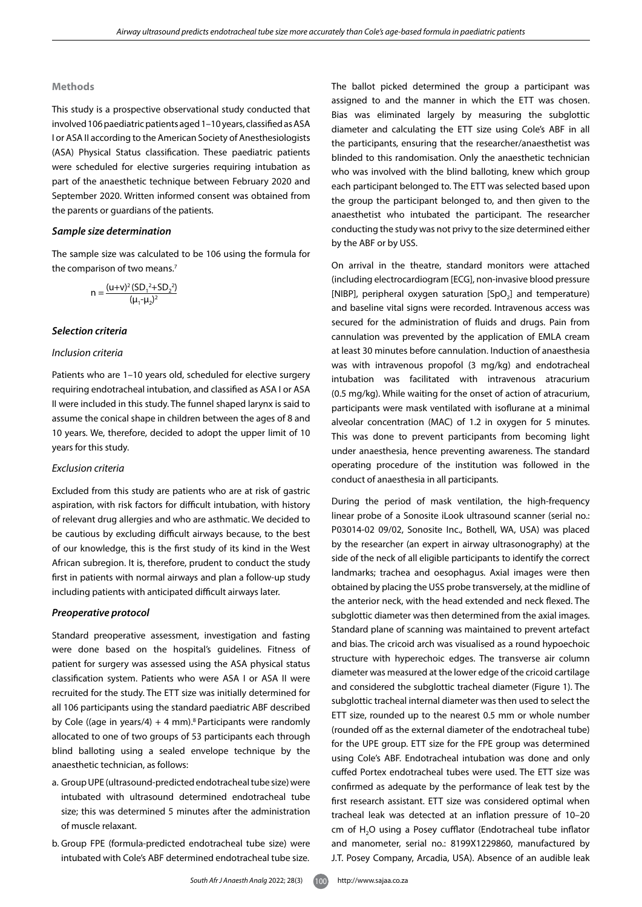### Methods

This study is a prospective observational study conducted that involved 106 paediatric patients aged 1–10 years, classified as ASA I or ASA II according to the American Society of Anesthesiologists (ASA) Physical Status classification. These paediatric patients were scheduled for elective surgeries requiring intubation as part of the anaesthetic technique between February 2020 and September 2020. Written informed consent was obtained from the parents or guardians of the patients.

#### *Sample size determination*

The sample size was calculated to be 106 using the formula for the comparison of two means.[7]

$$n = \frac{(u+v)^2 (SD_1^2+SD_2^2)}{(\mu_1-\mu_2)^2}$$

#### *Selection criteria*

##### *Inclusion criteria*

Patients who are 1–10 years old, scheduled for elective surgery requiring endotracheal intubation, and classified as ASA I or ASA II were included in this study. The funnel shaped larynx is said to assume the conical shape in children between the ages of 8 and 10 years. We, therefore, decided to adopt the upper limit of 10 years for this study.

##### *Exclusion criteria*

Excluded from this study are patients who are at risk of gastric aspiration, with risk factors for difficult intubation, with history of relevant drug allergies and who are asthmatic. We decided to be cautious by excluding difficult airways because, to the best of our knowledge, this is the first study of its kind in the West African subregion. It is, therefore, prudent to conduct the study first in patients with normal airways and plan a follow-up study including patients with anticipated difficult airways later.

#### *Preoperative protocol*

Standard preoperative assessment, investigation and fasting were done based on the hospital's guidelines. Fitness of patient for surgery was assessed using the ASA physical status classification system. Patients who were ASA I or ASA II were recruited for the study. The ETT size was initially determined for all 106 participants using the standard paediatric ABF described by Cole ((age in years/4) + 4 mm).[8] Participants were randomly allocated to one of two groups of 53 participants each through blind balloting using a sealed envelope technique by the anaesthetic technician, as follows:

a. Group UPE (ultrasound-predicted endotracheal tube size) were intubated with ultrasound determined endotracheal tube size; this was determined 5 minutes after the administration of muscle relaxant.
b. Group FPE (formula-predicted endotracheal tube size) were intubated with Cole's ABF determined endotracheal tube size.

The ballot picked determined the group a participant was assigned to and the manner in which the ETT was chosen. Bias was eliminated largely by measuring the subglottic diameter and calculating the ETT size using Cole's ABF in all the participants, ensuring that the researcher/anaesthetist was blinded to this randomisation. Only the anaesthetic technician who was involved with the blind balloting, knew which group each participant belonged to. The ETT was selected based upon the group the participant belonged to, and then given to the anaesthetist who intubated the participant. The researcher conducting the study was not privy to the size determined either by the ABF or by USS.

On arrival in the theatre, standard monitors were attached (including electrocardiogram [ECG], non-invasive blood pressure [NIBP], peripheral oxygen saturation [$SpO_2$] and temperature) and baseline vital signs were recorded. Intravenous access was secured for the administration of fluids and drugs. Pain from cannulation was prevented by the application of EMLA cream at least 30 minutes before cannulation. Induction of anaesthesia was with intravenous propofol (3 mg/kg) and endotracheal intubation was facilitated with intravenous atracurium (0.5 mg/kg). While waiting for the onset of action of atracurium, participants were mask ventilated with isoflurane at a minimal alveolar concentration (MAC) of 1.2 in oxygen for 5 minutes. This was done to prevent participants from becoming light under anaesthesia, hence preventing awareness. The standard operating procedure of the institution was followed in the conduct of anaesthesia in all participants.

During the period of mask ventilation, the high-frequency linear probe of a Sonosite iLook ultrasound scanner (serial no.: P03014-02 09/02, Sonosite Inc., Bothell, WA, USA) was placed by the researcher (an expert in airway ultrasonography) at the side of the neck of all eligible participants to identify the correct landmarks; trachea and oesophagus. Axial images were then obtained by placing the USS probe transversely, at the midline of the anterior neck, with the head extended and neck flexed. The subglottic diameter was then determined from the axial images. Standard plane of scanning was maintained to prevent artefact and bias. The cricoid arch was visualised as a round hypoechoic structure with hyperechoic edges. The transverse air column diameter was measured at the lower edge of the cricoid cartilage and considered the subglottic tracheal diameter (Figure 1). The subglottic tracheal internal diameter was then used to select the ETT size, rounded up to the nearest 0.5 mm or whole number (rounded off as the external diameter of the endotracheal tube) for the UPE group. ETT size for the FPE group was determined using Cole's ABF. Endotracheal intubation was done and only cuffed Portex endotracheal tubes were used. The ETT size was confirmed as adequate by the performance of leak test by the first research assistant. ETT size was considered optimal when tracheal leak was detected at an inflation pressure of 10–20 cm of $H_2O$ using a Posey cufflator (Endotracheal tube inflator and manometer, serial no.: 8199X1229860, manufactured by J.T. Posey Company, Arcadia, USA). Absence of an audible leak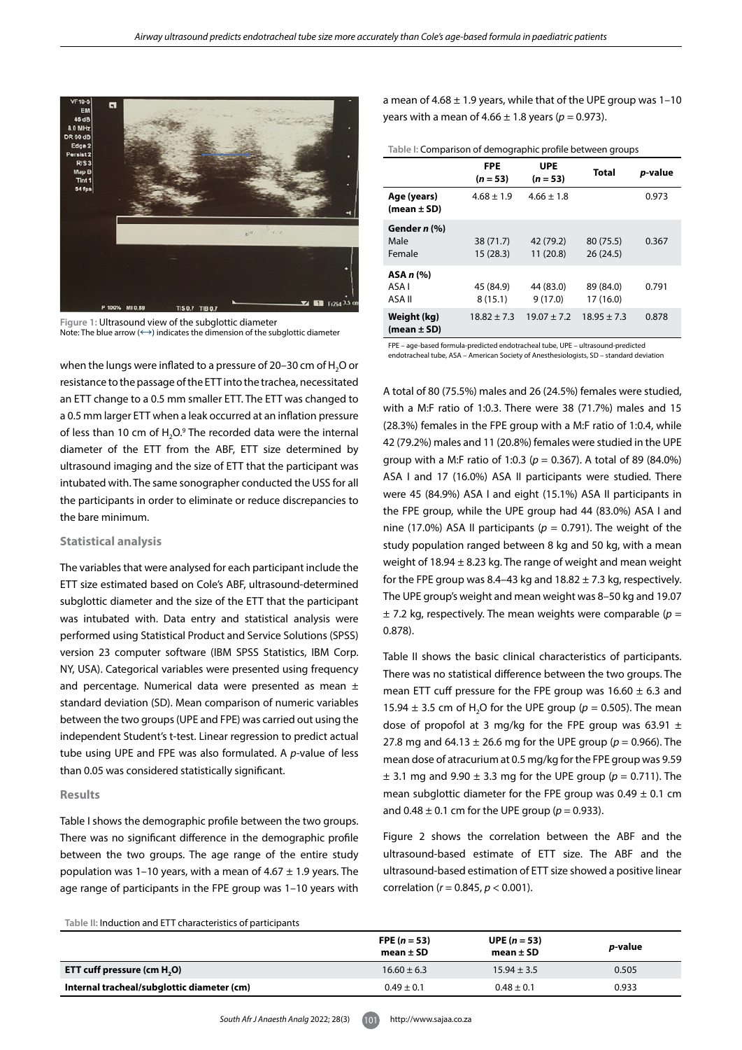Figure 1: Ultrasound view of the subglottic diameter
Note: The blue arrow (⟷) indicates the dimension of the subglottic diameter

when the lungs were inflated to a pressure of 20–30 cm of $H_2O$ or resistance to the passage of the ETT into the trachea, necessitated an ETT change to a 0.5 mm smaller ETT. The ETT was changed to a 0.5 mm larger ETT when a leak occurred at an inflation pressure of less than 10 cm of $H_2O$.[9] The recorded data were the internal diameter of the ETT from the ABF, ETT size determined by ultrasound imaging and the size of ETT that the participant was intubated with. The same sonographer conducted the USS for all the participants in order to eliminate or reduce discrepancies to the bare minimum.

### Statistical analysis

The variables that were analysed for each participant include the ETT size estimated based on Cole's ABF, ultrasound-determined subglottic diameter and the size of the ETT that the participant was intubated with. Data entry and statistical analysis were performed using Statistical Product and Service Solutions (SPSS) version 23 computer software (IBM SPSS Statistics, IBM Corp. NY, USA). Categorical variables were presented using frequency and percentage. Numerical data were presented as mean ± standard deviation (SD). Mean comparison of numeric variables between the two groups (UPE and FPE) was carried out using the independent Student's t-test. Linear regression to predict actual tube using UPE and FPE was also formulated. A *p*-value of less than 0.05 was considered statistically significant.

### Results

Table I shows the demographic profile between the two groups. There was no significant difference in the demographic profile between the two groups. The age range of the entire study population was 1–10 years, with a mean of 4.67 ± 1.9 years. The age range of participants in the FPE group was 1–10 years with a mean of 4.68 ± 1.9 years, while that of the UPE group was 1–10 years with a mean of 4.66 ± 1.8 years ($p = 0.973$).

Table I: Comparison of demographic profile between groups

| | FPE ($n = 53$) | UPE ($n = 53$) | Total | *p*-value |
|---|---|---|---|---|
| **Age (years) (mean ± SD)** | 4.68 ± 1.9 | 4.66 ± 1.8 | | 0.973 |
| **Gender *n* (%)** | | | | |
| Male | 38 (71.7) | 42 (79.2) | 80 (75.5) | 0.367 |
| Female | 15 (28.3) | 11 (20.8) | 26 (24.5) | |
| **ASA *n* (%)** | | | | |
| ASA I | 45 (84.9) | 44 (83.0) | 89 (84.0) | 0.791 |
| ASA II | 8 (15.1) | 9 (17.0) | 17 (16.0) | |
| **Weight (kg) (mean ± SD)** | 18.82 ± 7.3 | 19.07 ± 7.2 | 18.95 ± 7.3 | 0.878 |

FPE – age-based formula-predicted endotracheal tube, UPE – ultrasound-predicted endotracheal tube, ASA – American Society of Anesthesiologists, SD – standard deviation

A total of 80 (75.5%) males and 26 (24.5%) females were studied, with a M:F ratio of 1:0.3. There were 38 (71.7%) males and 15 (28.3%) females in the FPE group with a M:F ratio of 1:0.4, while 42 (79.2%) males and 11 (20.8%) females were studied in the UPE group with a M:F ratio of 1:0.3 ($p = 0.367$). A total of 89 (84.0%) ASA I and 17 (16.0%) ASA II participants were studied. There were 45 (84.9%) ASA I and eight (15.1%) ASA II participants in the FPE group, while the UPE group had 44 (83.0%) ASA I and nine (17.0%) ASA II participants ($p = 0.791$). The weight of the study population ranged between 8 kg and 50 kg, with a mean weight of 18.94 ± 8.23 kg. The range of weight and mean weight for the FPE group was 8.4–43 kg and 18.82 ± 7.3 kg, respectively. The UPE group's weight and mean weight was 8–50 kg and 19.07 ± 7.2 kg, respectively. The mean weights were comparable ($p = 0.878$).

Table II shows the basic clinical characteristics of participants. There was no statistical difference between the two groups. The mean ETT cuff pressure for the FPE group was 16.60 ± 6.3 and 15.94 ± 3.5 cm of $H_2O$ for the UPE group ($p = 0.505$). The mean dose of propofol at 3 mg/kg for the FPE group was 63.91 ± 27.8 mg and 64.13 ± 26.6 mg for the UPE group ($p = 0.966$). The mean dose of atracurium at 0.5 mg/kg for the FPE group was 9.59 ± 3.1 mg and 9.90 ± 3.3 mg for the UPE group ($p = 0.711$). The mean subglottic diameter for the FPE group was 0.49 ± 0.1 cm and 0.48 ± 0.1 cm for the UPE group ($p = 0.933$).

Figure 2 shows the correlation between the ABF and the ultrasound-based estimate of ETT size. The ABF and the ultrasound-based estimation of ETT size showed a positive linear correlation ($r = 0.845$, $p < 0.001$).

Table II: Induction and ETT characteristics of participants

| | FPE ($n = 53$) mean ± SD | UPE ($n = 53$) mean ± SD | *p*-value |
|---|---|---|---|
| **ETT cuff pressure (cm $H_2O$)** | 16.60 ± 6.3 | 15.94 ± 3.5 | 0.505 |
| **Internal tracheal/subglottic diameter (cm)** | 0.49 ± 0.1 | 0.48 ± 0.1 | 0.933 |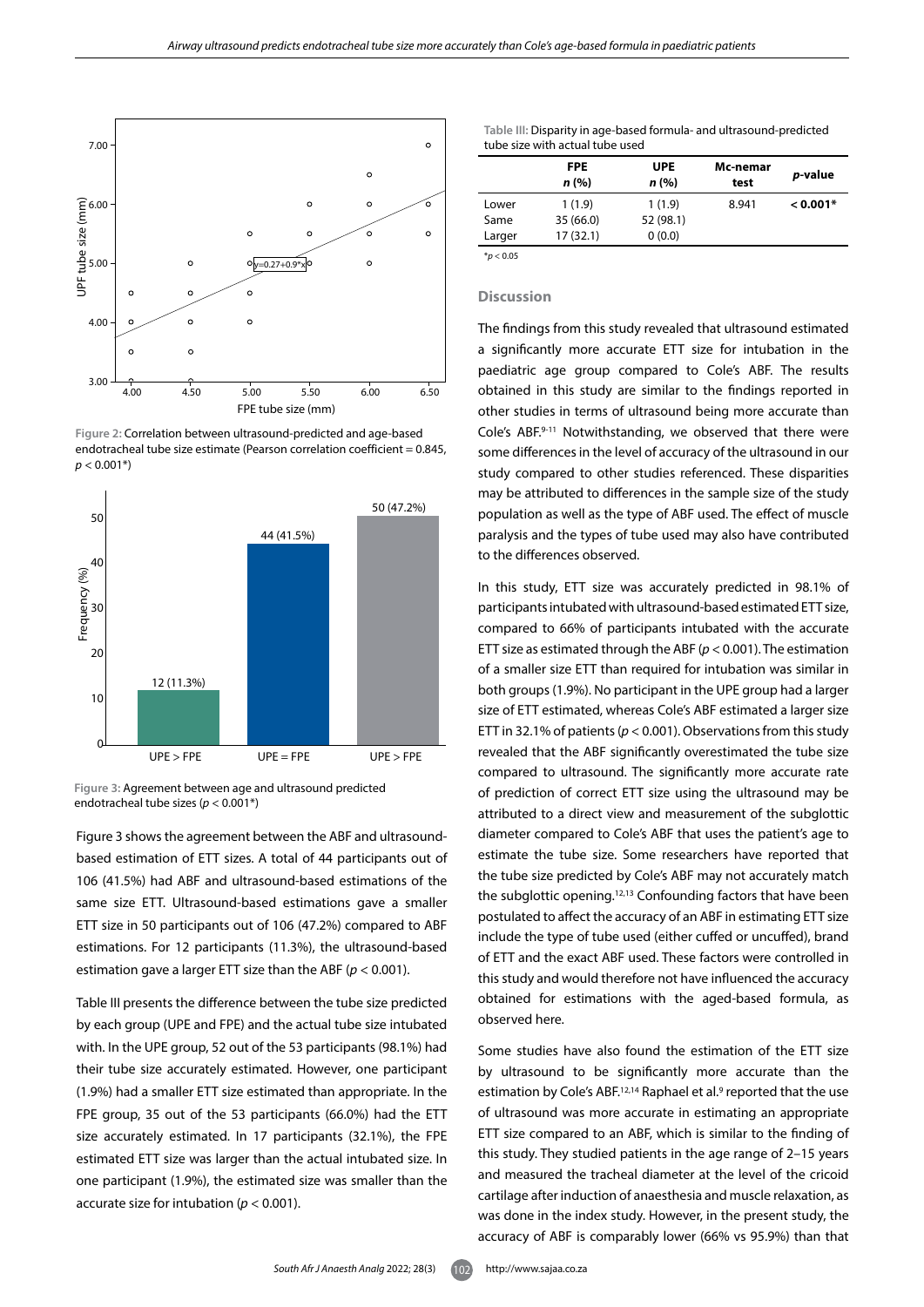Figure 2: Correlation between ultrasound-predicted and age-based endotracheal tube size estimate (Pearson correlation coefficient = 0.845, $p < 0.001$*)

Figure 3: Agreement between age and ultrasound predicted endotracheal tube sizes ($p < 0.001$*)

Figure 3 shows the agreement between the ABF and ultrasound-based estimation of ETT sizes. A total of 44 participants out of 106 (41.5%) had ABF and ultrasound-based estimations of the same size ETT. Ultrasound-based estimations gave a smaller ETT size in 50 participants out of 106 (47.2%) compared to ABF estimations. For 12 participants (11.3%), the ultrasound-based estimation gave a larger ETT size than the ABF ($p < 0.001$).

Table III presents the difference between the tube size predicted by each group (UPE and FPE) and the actual tube size intubated with. In the UPE group, 52 out of the 53 participants (98.1%) had their tube size accurately estimated. However, one participant (1.9%) had a smaller ETT size estimated than appropriate. In the FPE group, 35 out of the 53 participants (66.0%) had the ETT size accurately estimated. In 17 participants (32.1%), the FPE estimated ETT size was larger than the actual intubated size. In one participant (1.9%), the estimated size was smaller than the accurate size for intubation ($p < 0.001$).

Table III: Disparity in age-based formula- and ultrasound-predicted tube size with actual tube used

| | FPE n (%) | UPE n (%) | Mc-nemar test | *p*-value |
|---|---|---|---|---|
| Lower | 1 (1.9) | 1 (1.9) | 8.941 | **< 0.001*** |
| Same | 35 (66.0) | 52 (98.1) | | |
| Larger | 17 (32.1) | 0 (0.0) | | |

*$p < 0.05$

## Discussion

The findings from this study revealed that ultrasound estimated a significantly more accurate ETT size for intubation in the paediatric age group compared to Cole's ABF. The results obtained in this study are similar to the findings reported in other studies in terms of ultrasound being more accurate than Cole's ABF.[9-11] Notwithstanding, we observed that there were some differences in the level of accuracy of the ultrasound in our study compared to other studies referenced. These disparities may be attributed to differences in the sample size of the study population as well as the type of ABF used. The effect of muscle paralysis and the types of tube used may also have contributed to the differences observed.

In this study, ETT size was accurately predicted in 98.1% of participants intubated with ultrasound-based estimated ETT size, compared to 66% of participants intubated with the accurate ETT size as estimated through the ABF ($p < 0.001$). The estimation of a smaller size ETT than required for intubation was similar in both groups (1.9%). No participant in the UPE group had a larger size of ETT estimated, whereas Cole's ABF estimated a larger size ETT in 32.1% of patients ($p < 0.001$). Observations from this study revealed that the ABF significantly overestimated the tube size compared to ultrasound. The significantly more accurate rate of prediction of correct ETT size using the ultrasound may be attributed to a direct view and measurement of the subglottic diameter compared to Cole's ABF that uses the patient's age to estimate the tube size. Some researchers have reported that the tube size predicted by Cole's ABF may not accurately match the subglottic opening.[12,13] Confounding factors that have been postulated to affect the accuracy of an ABF in estimating ETT size include the type of tube used (either cuffed or uncuffed), brand of ETT and the exact ABF used. These factors were controlled in this study and would therefore not have influenced the accuracy obtained for estimations with the aged-based formula, as observed here.

Some studies have also found the estimation of the ETT size by ultrasound to be significantly more accurate than the estimation by Cole's ABF.[12,14] Raphael et al.[9] reported that the use of ultrasound was more accurate in estimating an appropriate ETT size compared to an ABF, which is similar to the finding of this study. They studied patients in the age range of 2–15 years and measured the tracheal diameter at the level of the cricoid cartilage after induction of anaesthesia and muscle relaxation, as was done in the index study. However, in the present study, the accuracy of ABF is comparably lower (66% vs 95.9%) than that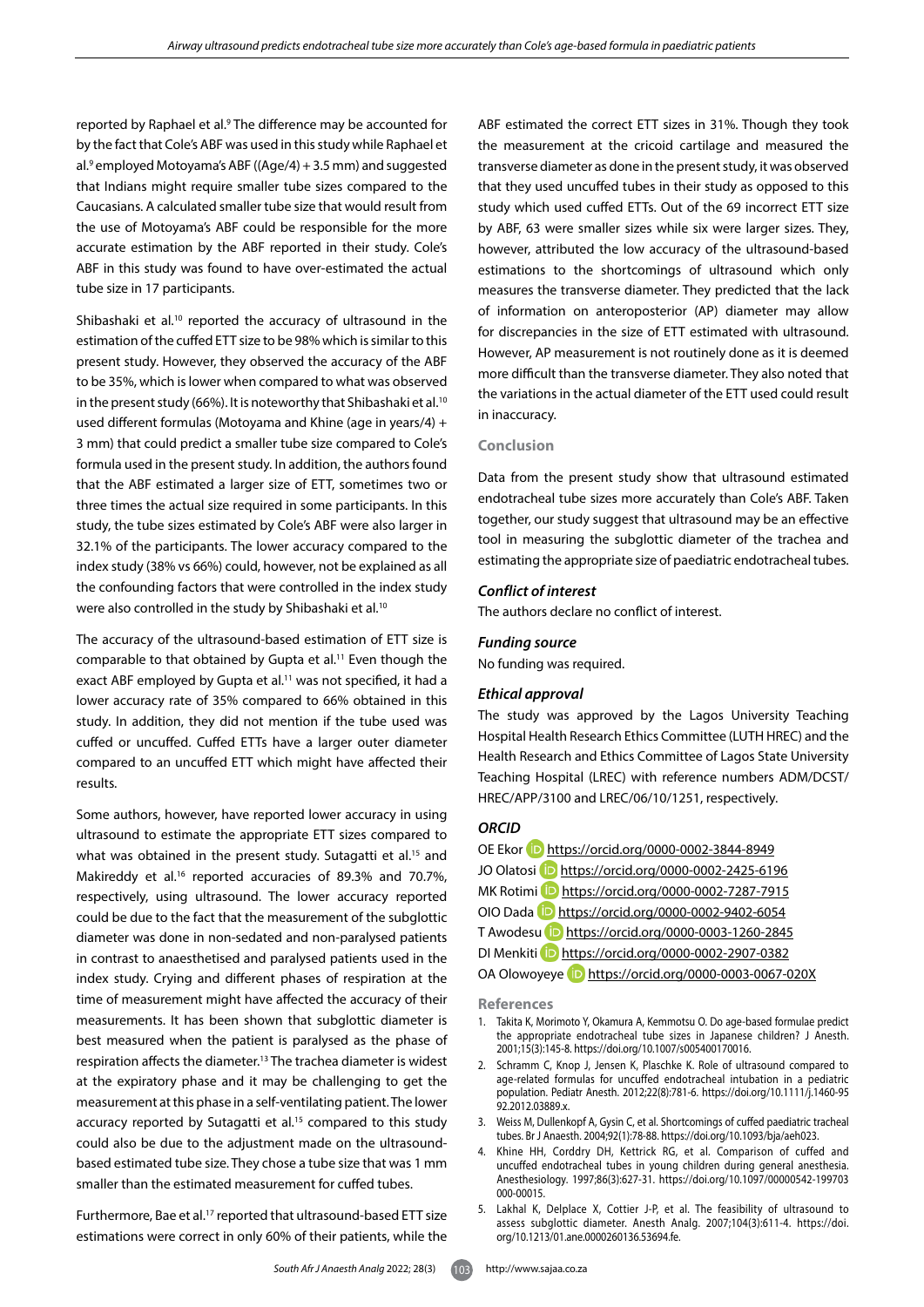reported by Raphael et al.[9] The difference may be accounted for by the fact that Cole's ABF was used in this study while Raphael et al.[9] employed Motoyama's ABF ((Age/4) + 3.5 mm) and suggested that Indians might require smaller tube sizes compared to the Caucasians. A calculated smaller tube size that would result from the use of Motoyama's ABF could be responsible for the more accurate estimation by the ABF reported in their study. Cole's ABF in this study was found to have over-estimated the actual tube size in 17 participants.

Shibashaki et al.[10] reported the accuracy of ultrasound in the estimation of the cuffed ETT size to be 98% which is similar to this present study. However, they observed the accuracy of the ABF to be 35%, which is lower when compared to what was observed in the present study (66%). It is noteworthy that Shibashaki et al.[10] used different formulas (Motoyama and Khine (age in years/4) + 3 mm) that could predict a smaller tube size compared to Cole's formula used in the present study. In addition, the authors found that the ABF estimated a larger size of ETT, sometimes two or three times the actual size required in some participants. In this study, the tube sizes estimated by Cole's ABF were also larger in 32.1% of the participants. The lower accuracy compared to the index study (38% vs 66%) could, however, not be explained as all the confounding factors that were controlled in the index study were also controlled in the study by Shibashaki et al.[10]

The accuracy of the ultrasound-based estimation of ETT size is comparable to that obtained by Gupta et al.[11] Even though the exact ABF employed by Gupta et al.[11] was not specified, it had a lower accuracy rate of 35% compared to 66% obtained in this study. In addition, they did not mention if the tube used was cuffed or uncuffed. Cuffed ETTs have a larger outer diameter compared to an uncuffed ETT which might have affected their results.

Some authors, however, have reported lower accuracy in using ultrasound to estimate the appropriate ETT sizes compared to what was obtained in the present study. Sutagatti et al.[15] and Makireddy et al.[16] reported accuracies of 89.3% and 70.7%, respectively, using ultrasound. The lower accuracy reported could be due to the fact that the measurement of the subglottic diameter was done in non-sedated and non-paralysed patients in contrast to anaesthetised and paralysed patients used in the index study. Crying and different phases of respiration at the time of measurement might have affected the accuracy of their measurements. It has been shown that subglottic diameter is best measured when the patient is paralysed as the phase of respiration affects the diameter.[13] The trachea diameter is widest at the expiratory phase and it may be challenging to get the measurement at this phase in a self-ventilating patient. The lower accuracy reported by Sutagatti et al.[15] compared to this study could also be due to the adjustment made on the ultrasound-based estimated tube size. They chose a tube size that was 1 mm smaller than the estimated measurement for cuffed tubes.

Furthermore, Bae et al.[17] reported that ultrasound-based ETT size estimations were correct in only 60% of their patients, while the ABF estimated the correct ETT sizes in 31%. Though they took the measurement at the cricoid cartilage and measured the transverse diameter as done in the present study, it was observed that they used uncuffed tubes in their study as opposed to this study which used cuffed ETTs. Out of the 69 incorrect ETT size by ABF, 63 were smaller sizes while six were larger sizes. They, however, attributed the low accuracy of the ultrasound-based estimations to the shortcomings of ultrasound which only measures the transverse diameter. They predicted that the lack of information on anteroposterior (AP) diameter may allow for discrepancies in the size of ETT estimated with ultrasound. However, AP measurement is not routinely done as it is deemed more difficult than the transverse diameter. They also noted that the variations in the actual diameter of the ETT used could result in inaccuracy.

## Conclusion

Data from the present study show that ultrasound estimated endotracheal tube sizes more accurately than Cole's ABF. Taken together, our study suggest that ultrasound may be an effective tool in measuring the subglottic diameter of the trachea and estimating the appropriate size of paediatric endotracheal tubes.

### *Conflict of interest*

The authors declare no conflict of interest.

### *Funding source*

No funding was required.

### *Ethical approval*

The study was approved by the Lagos University Teaching Hospital Health Research Ethics Committee (LUTH HREC) and the Health Research and Ethics Committee of Lagos State University Teaching Hospital (LREC) with reference numbers ADM/DCST/HREC/APP/3100 and LREC/06/10/1251, respectively.

### *ORCID*

OE Ekor https://orcid.org/0000-0002-3844-8949
JO Olatosi https://orcid.org/0000-0002-2425-6196
MK Rotimi https://orcid.org/0000-0002-7287-7915
OIO Dada https://orcid.org/0000-0002-9402-6054
T Awodesu https://orcid.org/0000-0003-1260-2845
DI Menkiti https://orcid.org/0000-0002-2907-0382
OA Olowoyeye https://orcid.org/0000-0003-0067-020X

## References

1. Takita K, Morimoto Y, Okamura A, Kemmotsu O. Do age-based formulae predict the appropriate endotracheal tube sizes in Japanese children? J Anesth. 2001;15(3):145-8. https://doi.org/10.1007/s005400170016.
2. Schramm C, Knop J, Jensen K, Plaschke K. Role of ultrasound compared to age-related formulas for uncuffed endotracheal intubation in a pediatric population. Pediatr Anesth. 2012;22(8):781-6. https://doi.org/10.1111/j.1460-9592.2012.03889.x.
3. Weiss M, Dullenkopf A, Gysin C, et al. Shortcomings of cuffed paediatric tracheal tubes. Br J Anaesth. 2004;92(1):78-88. https://doi.org/10.1093/bja/aeh023.
4. Khine HH, Corddry DH, Kettrick RG, et al. Comparison of cuffed and uncuffed endotracheal tubes in young children during general anesthesia. Anesthesiology. 1997;86(3):627-31. https://doi.org/10.1097/00000542-199703000-00015.
5. Lakhal K, Delplace X, Cottier J-P, et al. The feasibility of ultrasound to assess subglottic diameter. Anesth Analg. 2007;104(3):611-4. https://doi.org/10.1213/01.ane.0000260136.53694.fe.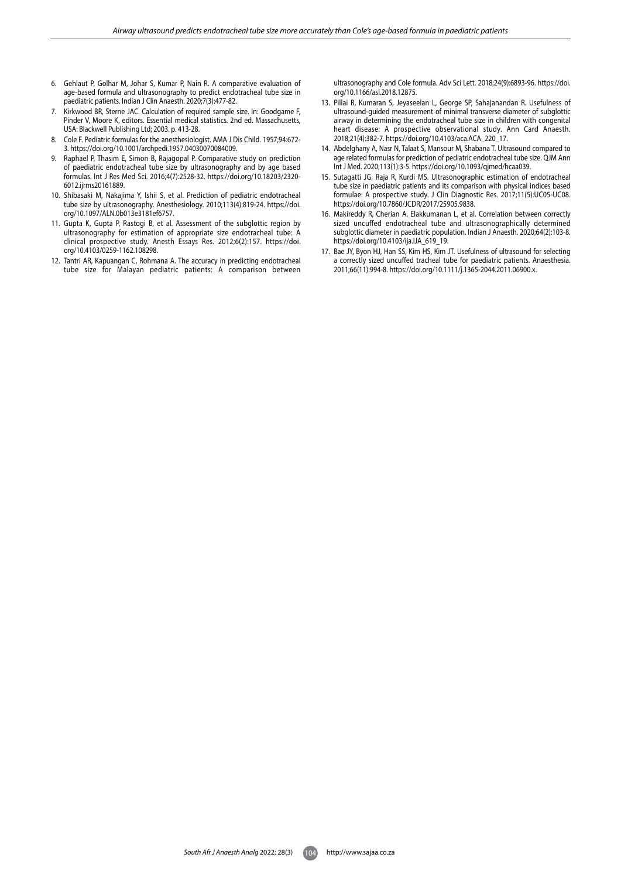6. Gehlaut P, Golhar M, Johar S, Kumar P, Nain R. A comparative evaluation of age-based formula and ultrasonography to predict endotracheal tube size in paediatric patients. Indian J Clin Anaesth. 2020;7(3):477-82.
7. Kirkwood BR, Sterne JAC. Calculation of required sample size. In: Goodgame F, Pinder V, Moore K, editors. Essential medical statistics. 2nd ed. Massachusetts, USA: Blackwell Publishing Ltd; 2003. p. 413-28.
8. Cole F. Pediatric formulas for the anesthesiologist. AMA J Dis Child. 1957;94:672-3. https://doi.org/10.1001/archpedi.1957.04030070084009.
9. Raphael P, Thasim E, Simon B, Rajagopal P. Comparative study on prediction of paediatric endotracheal tube size by ultrasonography and by age based formulas. Int J Res Med Sci. 2016;4(7):2528-32. https://doi.org/10.18203/2320-6012.ijrms20161889.
10. Shibasaki M, Nakajima Y, Ishii S, et al. Prediction of pediatric endotracheal tube size by ultrasonography. Anesthesiology. 2010;113(4):819-24. https://doi.org/10.1097/ALN.0b013e3181ef6757.
11. Gupta K, Gupta P, Rastogi B, et al. Assessment of the subglottic region by ultrasonography for estimation of appropriate size endotracheal tube: A clinical prospective study. Anesth Essays Res. 2012;6(2):157. https://doi.org/10.4103/0259-1162.108298.
12. Tantri AR, Kapuangan C, Rohmana A. The accuracy in predicting endotracheal tube size for Malayan pediatric patients: A comparison between ultrasonography and Cole formula. Adv Sci Lett. 2018;24(9):6893-96. https://doi.org/10.1166/asl.2018.12875.
13. Pillai R, Kumaran S, Jeyaseelan L, George SP, Sahajanandan R. Usefulness of ultrasound-guided measurement of minimal transverse diameter of subglottic airway in determining the endotracheal tube size in children with congenital heart disease: A prospective observational study. Ann Card Anaesth. 2018;21(4):382-7. https://doi.org/10.4103/aca.ACA_220_17.
14. Abdelghany A, Nasr N, Talaat S, Mansour M, Shabana T. Ultrasound compared to age related formulas for prediction of pediatric endotracheal tube size. QJM Ann Int J Med. 2020;113(1):3-5. https://doi.org/10.1093/qjmed/hcaa039.
15. Sutagatti JG, Raja R, Kurdi MS. Ultrasonographic estimation of endotracheal tube size in paediatric patients and its comparison with physical indices based formulae: A prospective study. J Clin Diagnostic Res. 2017;11(5):UC05-UC08. https://doi.org/10.7860/JCDR/2017/25905.9838.
16. Makireddy R, Cherian A, Elakkumanan L, et al. Correlation between correctly sized uncuffed endotracheal tube and ultrasonographically determined subglottic diameter in paediatric population. Indian J Anaesth. 2020;64(2):103-8. https://doi.org/10.4103/ija.IJA_619_19.
17. Bae JY, Byon HJ, Han SS, Kim HS, Kim JT. Usefulness of ultrasound for selecting a correctly sized uncuffed tracheal tube for paediatric patients. Anaesthesia. 2011;66(11):994-8. https://doi.org/10.1111/j.1365-2044.2011.06900.x.